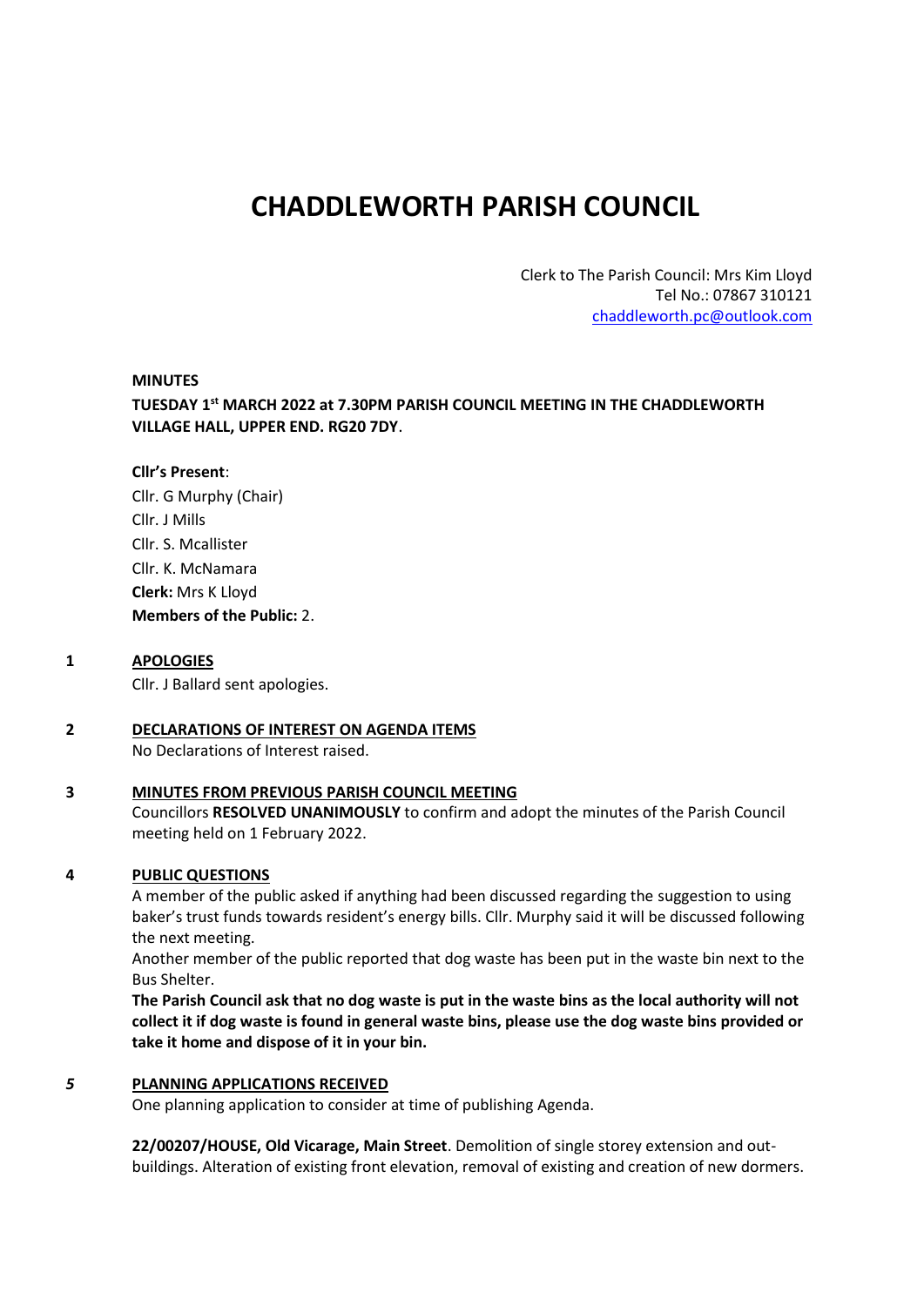# CHADDLEWORTH PARISH COUNCIL

Clerk to The Parish Council: Mrs Kim Lloyd
Tel No.: 07867 310121
chaddleworth.pc@outlook.com

**MINUTES**

**TUESDAY 1st MARCH 2022 at 7.30PM PARISH COUNCIL MEETING IN THE CHADDLEWORTH VILLAGE HALL, UPPER END. RG20 7DY**.

**Cllr's Present**:
Cllr. G Murphy (Chair)
Cllr. J Mills
Cllr. S. Mcallister
Cllr. K. McNamara
**Clerk:** Mrs K Lloyd
**Members of the Public:** 2.

**1 APOLOGIES**

Cllr. J Ballard sent apologies.

**2 DECLARATIONS OF INTEREST ON AGENDA ITEMS**

No Declarations of Interest raised.

**3 MINUTES FROM PREVIOUS PARISH COUNCIL MEETING**

Councillors **RESOLVED UNANIMOUSLY** to confirm and adopt the minutes of the Parish Council meeting held on 1 February 2022.

**4 PUBLIC QUESTIONS**

A member of the public asked if anything had been discussed regarding the suggestion to using baker's trust funds towards resident's energy bills. Cllr. Murphy said it will be discussed following the next meeting.

Another member of the public reported that dog waste has been put in the waste bin next to the Bus Shelter.

**The Parish Council ask that no dog waste is put in the waste bins as the local authority will not collect it if dog waste is found in general waste bins, please use the dog waste bins provided or take it home and dispose of it in your bin.**

***5*** **PLANNING APPLICATIONS RECEIVED**

One planning application to consider at time of publishing Agenda.

**22/00207/HOUSE, Old Vicarage, Main Street**. Demolition of single storey extension and out-buildings. Alteration of existing front elevation, removal of existing and creation of new dormers.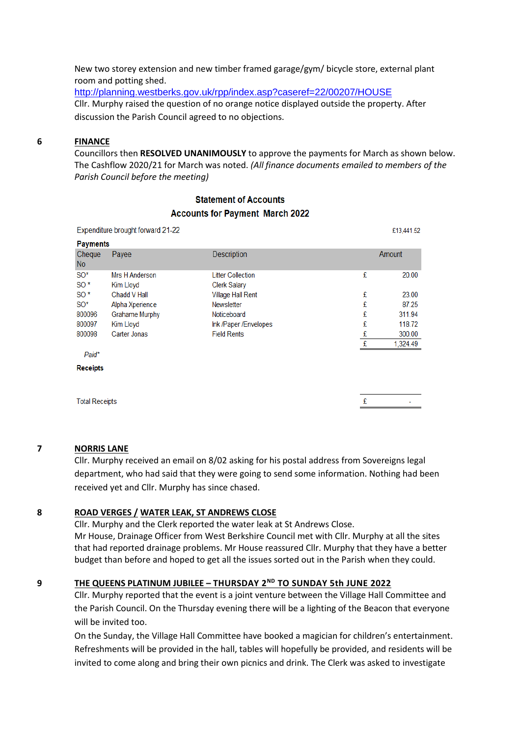New two storey extension and new timber framed garage/gym/ bicycle store, external plant room and potting shed.
http://planning.westberks.gov.uk/rpp/index.asp?caseref=22/00207/HOUSE
Cllr. Murphy raised the question of no orange notice displayed outside the property. After discussion the Parish Council agreed to no objections.

**6 FINANCE**

Councillors then **RESOLVED UNANIMOUSLY** to approve the payments for March as shown below. The Cashflow 2020/21 for March was noted. *(All finance documents emailed to members of the Parish Council before the meeting)*

**Statement of Accounts**

**Accounts for Payment March 2022**

Expenditure brought forward 21-22 £13,441.52

**Payments**

| Cheque No | Payee | Description | | Amount |
|---|---|---|---|---|
| SO* | Mrs H Anderson | Litter Collection | £ | 20.00 |
| SO * | Kim Lloyd | Clerk Salary | | |
| SO * | Chadd V Hall | Village Hall Rent | £ | 23.00 |
| SO* | Alpha Xperience | Newsletter | £ | 87.25 |
| 800096 | Grahame Murphy | Noticeboard | £ | 311.94 |
| 800097 | Kim Lloyd | Ink /Paper /Envelopes | £ | 118.72 |
| 800098 | Carter Jonas | Field Rents | £ | 300.00 |
| | | | £ | 1,324.49 |

*Paid\**

**Receipts**

| | | |
|---|---|---|
| Total Receipts | £ | - |

**7 NORRIS LANE**

Cllr. Murphy received an email on 8/02 asking for his postal address from Sovereigns legal department, who had said that they were going to send some information. Nothing had been received yet and Cllr. Murphy has since chased.

**8 ROAD VERGES / WATER LEAK, ST ANDREWS CLOSE**

Cllr. Murphy and the Clerk reported the water leak at St Andrews Close.
Mr House, Drainage Officer from West Berkshire Council met with Cllr. Murphy at all the sites that had reported drainage problems. Mr House reassured Cllr. Murphy that they have a better budget than before and hoped to get all the issues sorted out in the Parish when they could.

**9 THE QUEENS PLATINUM JUBILEE – THURSDAY 2ND TO SUNDAY 5th JUNE 2022**

Cllr. Murphy reported that the event is a joint venture between the Village Hall Committee and the Parish Council. On the Thursday evening there will be a lighting of the Beacon that everyone will be invited too.

On the Sunday, the Village Hall Committee have booked a magician for children's entertainment. Refreshments will be provided in the hall, tables will hopefully be provided, and residents will be invited to come along and bring their own picnics and drink. The Clerk was asked to investigate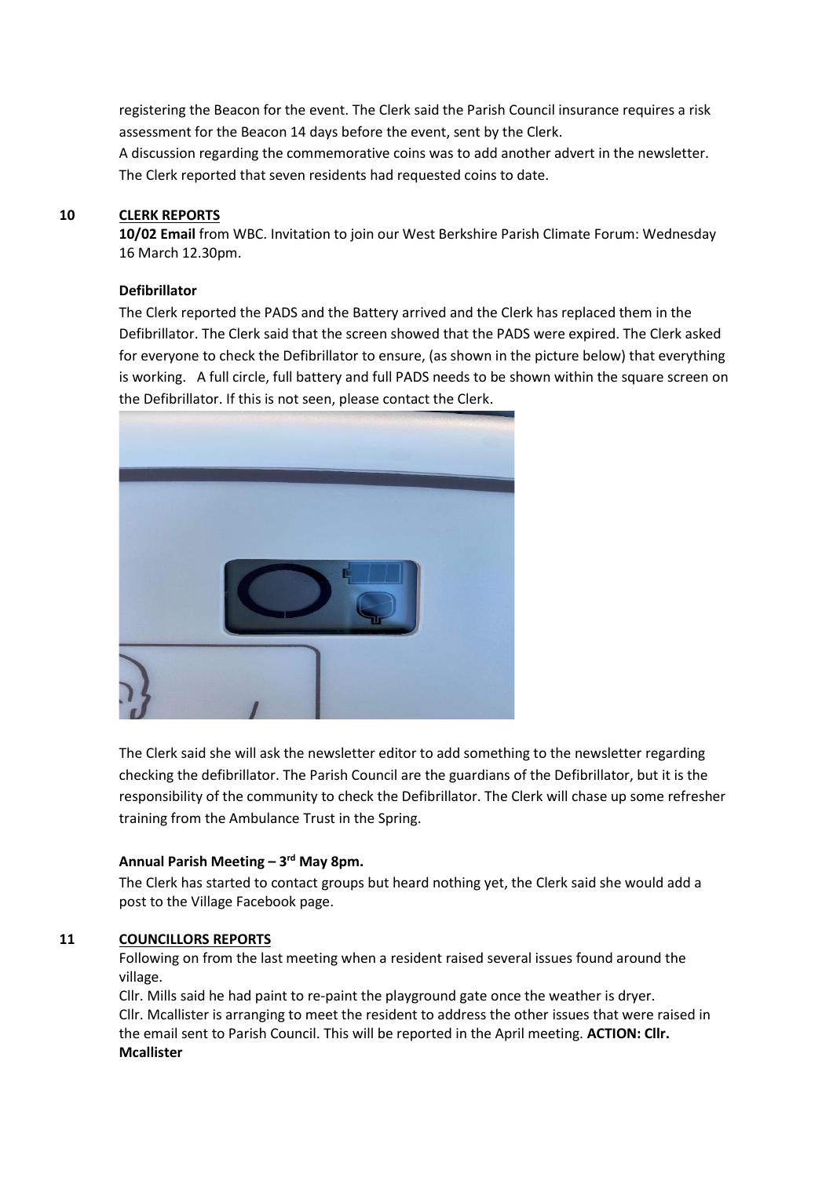registering the Beacon for the event. The Clerk said the Parish Council insurance requires a risk assessment for the Beacon 14 days before the event, sent by the Clerk.

A discussion regarding the commemorative coins was to add another advert in the newsletter. The Clerk reported that seven residents had requested coins to date.

## 10 CLERK REPORTS

**10/02 Email** from WBC. Invitation to join our West Berkshire Parish Climate Forum: Wednesday 16 March 12.30pm.

**Defibrillator**

The Clerk reported the PADS and the Battery arrived and the Clerk has replaced them in the Defibrillator. The Clerk said that the screen showed that the PADS were expired. The Clerk asked for everyone to check the Defibrillator to ensure, (as shown in the picture below) that everything is working. A full circle, full battery and full PADS needs to be shown within the square screen on the Defibrillator. If this is not seen, please contact the Clerk.

The Clerk said she will ask the newsletter editor to add something to the newsletter regarding checking the defibrillator. The Parish Council are the guardians of the Defibrillator, but it is the responsibility of the community to check the Defibrillator. The Clerk will chase up some refresher training from the Ambulance Trust in the Spring.

**Annual Parish Meeting – 3rd May 8pm.**

The Clerk has started to contact groups but heard nothing yet, the Clerk said she would add a post to the Village Facebook page.

## 11 COUNCILLORS REPORTS

Following on from the last meeting when a resident raised several issues found around the village.

Cllr. Mills said he had paint to re-paint the playground gate once the weather is dryer.

Cllr. Mcallister is arranging to meet the resident to address the other issues that were raised in the email sent to Parish Council. This will be reported in the April meeting. **ACTION: Cllr. Mcallister**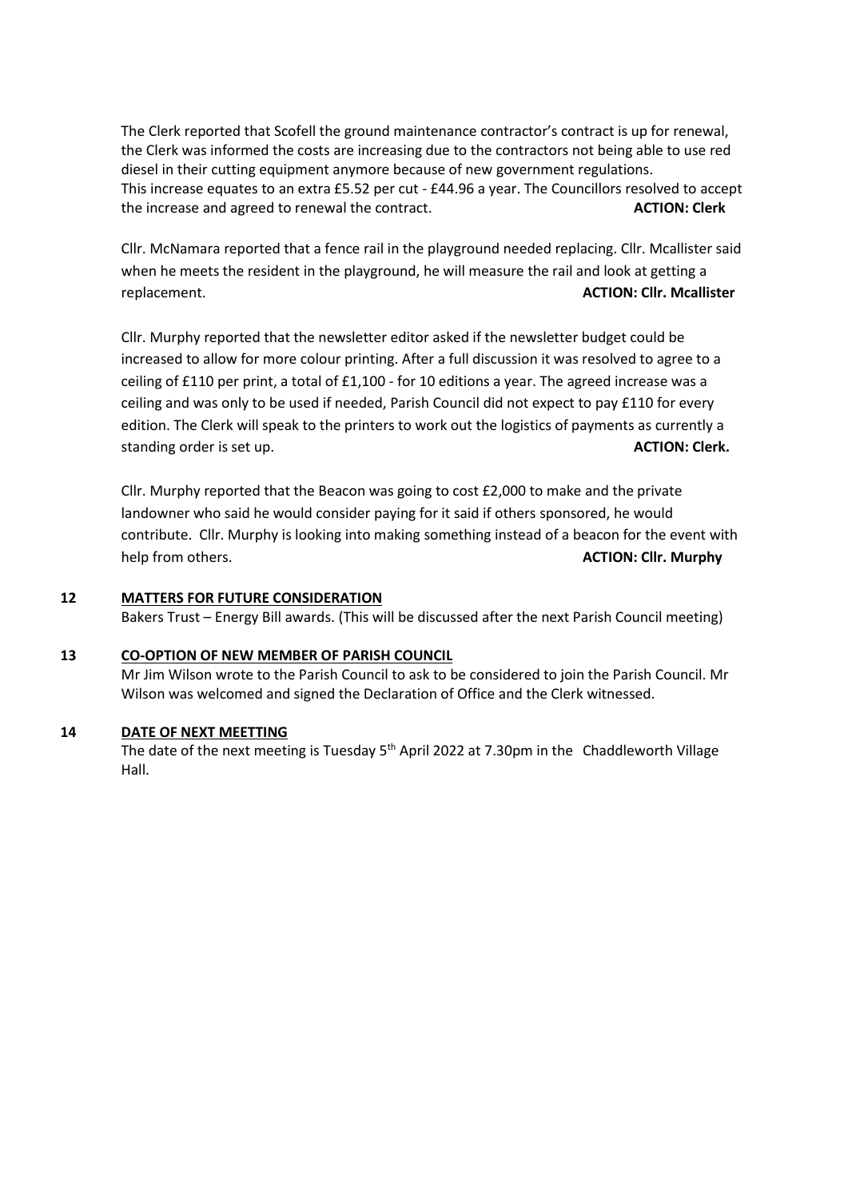The Clerk reported that Scofell the ground maintenance contractor's contract is up for renewal, the Clerk was informed the costs are increasing due to the contractors not being able to use red diesel in their cutting equipment anymore because of new government regulations. This increase equates to an extra £5.52 per cut - £44.96 a year. The Councillors resolved to accept the increase and agreed to renewal the contract. **ACTION: Clerk**

Cllr. McNamara reported that a fence rail in the playground needed replacing. Cllr. Mcallister said when he meets the resident in the playground, he will measure the rail and look at getting a replacement. **ACTION: Cllr. Mcallister**

Cllr. Murphy reported that the newsletter editor asked if the newsletter budget could be increased to allow for more colour printing. After a full discussion it was resolved to agree to a ceiling of £110 per print, a total of £1,100 - for 10 editions a year. The agreed increase was a ceiling and was only to be used if needed, Parish Council did not expect to pay £110 for every edition. The Clerk will speak to the printers to work out the logistics of payments as currently a standing order is set up. **ACTION: Clerk.**

Cllr. Murphy reported that the Beacon was going to cost £2,000 to make and the private landowner who said he would consider paying for it said if others sponsored, he would contribute. Cllr. Murphy is looking into making something instead of a beacon for the event with help from others. **ACTION: Cllr. Murphy**

## 12 MATTERS FOR FUTURE CONSIDERATION

Bakers Trust – Energy Bill awards. (This will be discussed after the next Parish Council meeting)

## 13 CO-OPTION OF NEW MEMBER OF PARISH COUNCIL

Mr Jim Wilson wrote to the Parish Council to ask to be considered to join the Parish Council. Mr Wilson was welcomed and signed the Declaration of Office and the Clerk witnessed.

## 14 DATE OF NEXT MEETTING

The date of the next meeting is Tuesday 5th April 2022 at 7.30pm in the Chaddleworth Village Hall.